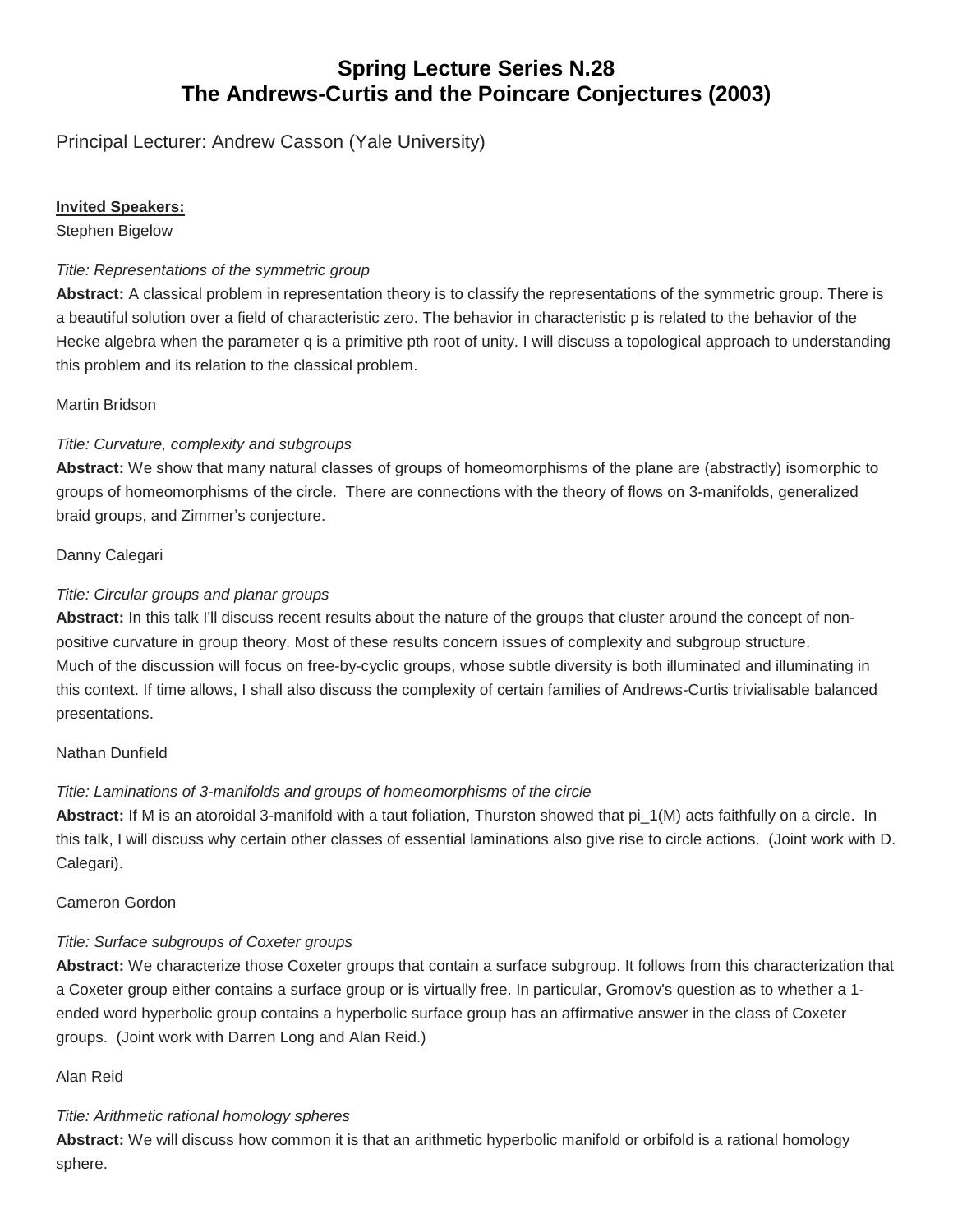# Spring Lecture Series N.28
# The Andrews-Curtis and the Poincare Conjectures (2003)

Principal Lecturer: Andrew Casson (Yale University)

**Invited Speakers:**

Stephen Bigelow

*Title: Representations of the symmetric group*

**Abstract:** A classical problem in representation theory is to classify the representations of the symmetric group. There is a beautiful solution over a field of characteristic zero. The behavior in characteristic p is related to the behavior of the Hecke algebra when the parameter q is a primitive pth root of unity. I will discuss a topological approach to understanding this problem and its relation to the classical problem.

Martin Bridson

*Title: Curvature, complexity and subgroups*

**Abstract:** We show that many natural classes of groups of homeomorphisms of the plane are (abstractly) isomorphic to groups of homeomorphisms of the circle. There are connections with the theory of flows on 3-manifolds, generalized braid groups, and Zimmer's conjecture.

Danny Calegari

*Title: Circular groups and planar groups*

**Abstract:** In this talk I'll discuss recent results about the nature of the groups that cluster around the concept of non-positive curvature in group theory. Most of these results concern issues of complexity and subgroup structure. Much of the discussion will focus on free-by-cyclic groups, whose subtle diversity is both illuminated and illuminating in this context. If time allows, I shall also discuss the complexity of certain families of Andrews-Curtis trivialisable balanced presentations.

Nathan Dunfield

*Title: Laminations of 3-manifolds and groups of homeomorphisms of the circle*

**Abstract:** If M is an atoroidal 3-manifold with a taut foliation, Thurston showed that pi_1(M) acts faithfully on a circle. In this talk, I will discuss why certain other classes of essential laminations also give rise to circle actions. (Joint work with D. Calegari).

Cameron Gordon

*Title: Surface subgroups of Coxeter groups*

**Abstract:** We characterize those Coxeter groups that contain a surface subgroup. It follows from this characterization that a Coxeter group either contains a surface group or is virtually free. In particular, Gromov's question as to whether a 1-ended word hyperbolic group contains a hyperbolic surface group has an affirmative answer in the class of Coxeter groups. (Joint work with Darren Long and Alan Reid.)

Alan Reid

*Title: Arithmetic rational homology spheres*

**Abstract:** We will discuss how common it is that an arithmetic hyperbolic manifold or orbifold is a rational homology sphere.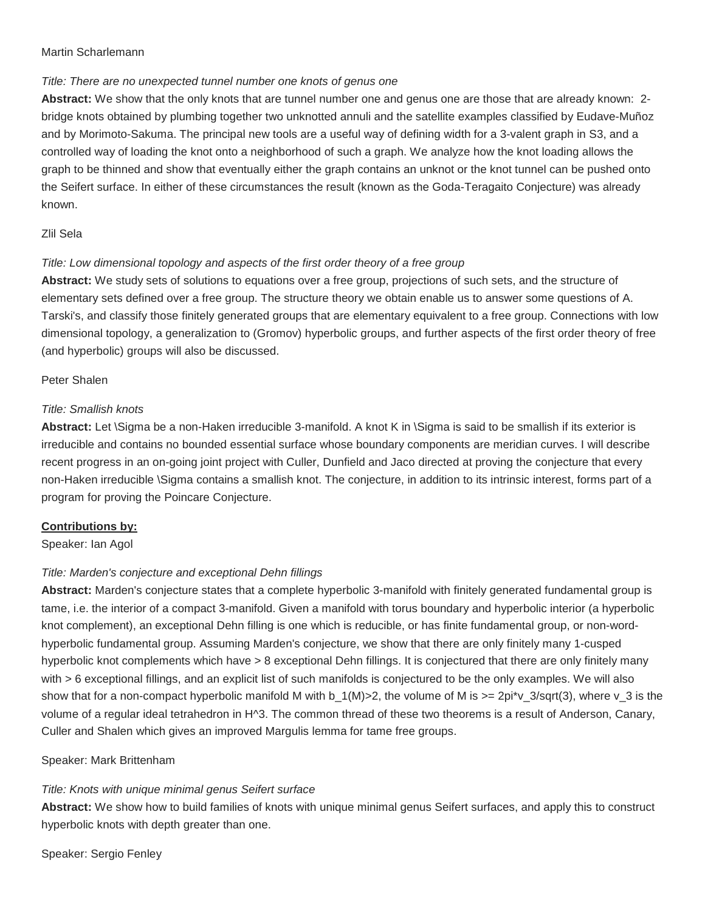Martin Scharlemann

*Title: There are no unexpected tunnel number one knots of genus one*

**Abstract:** We show that the only knots that are tunnel number one and genus one are those that are already known: 2-bridge knots obtained by plumbing together two unknotted annuli and the satellite examples classified by Eudave-Muñoz and by Morimoto-Sakuma. The principal new tools are a useful way of defining width for a 3-valent graph in S3, and a controlled way of loading the knot onto a neighborhood of such a graph. We analyze how the knot loading allows the graph to be thinned and show that eventually either the graph contains an unknot or the knot tunnel can be pushed onto the Seifert surface. In either of these circumstances the result (known as the Goda-Teragaito Conjecture) was already known.

Zlil Sela

*Title: Low dimensional topology and aspects of the first order theory of a free group*

**Abstract:** We study sets of solutions to equations over a free group, projections of such sets, and the structure of elementary sets defined over a free group. The structure theory we obtain enable us to answer some questions of A. Tarski's, and classify those finitely generated groups that are elementary equivalent to a free group. Connections with low dimensional topology, a generalization to (Gromov) hyperbolic groups, and further aspects of the first order theory of free (and hyperbolic) groups will also be discussed.

Peter Shalen

*Title: Smallish knots*

**Abstract:** Let $\Sigma$ be a non-Haken irreducible 3-manifold. A knot K in $\Sigma$ is said to be smallish if its exterior is irreducible and contains no bounded essential surface whose boundary components are meridian curves. I will describe recent progress in an on-going joint project with Culler, Dunfield and Jaco directed at proving the conjecture that every non-Haken irreducible $\Sigma$ contains a smallish knot. The conjecture, in addition to its intrinsic interest, forms part of a program for proving the Poincare Conjecture.

**Contributions by:**

Speaker: Ian Agol

*Title: Marden's conjecture and exceptional Dehn fillings*

**Abstract:** Marden's conjecture states that a complete hyperbolic 3-manifold with finitely generated fundamental group is tame, i.e. the interior of a compact 3-manifold. Given a manifold with torus boundary and hyperbolic interior (a hyperbolic knot complement), an exceptional Dehn filling is one which is reducible, or has finite fundamental group, or non-word-hyperbolic fundamental group. Assuming Marden's conjecture, we show that there are only finitely many 1-cusped hyperbolic knot complements which have > 8 exceptional Dehn fillings. It is conjectured that there are only finitely many with > 6 exceptional fillings, and an explicit list of such manifolds is conjectured to be the only examples. We will also show that for a non-compact hyperbolic manifold M with $b_1(M)>2$, the volume of M is $\geq 2\pi v_3/\sqrt{3}$, where $v_3$ is the volume of a regular ideal tetrahedron in $H^3$. The common thread of these two theorems is a result of Anderson, Canary, Culler and Shalen which gives an improved Margulis lemma for tame free groups.

Speaker: Mark Brittenham

*Title: Knots with unique minimal genus Seifert surface*

**Abstract:** We show how to build families of knots with unique minimal genus Seifert surfaces, and apply this to construct hyperbolic knots with depth greater than one.

Speaker: Sergio Fenley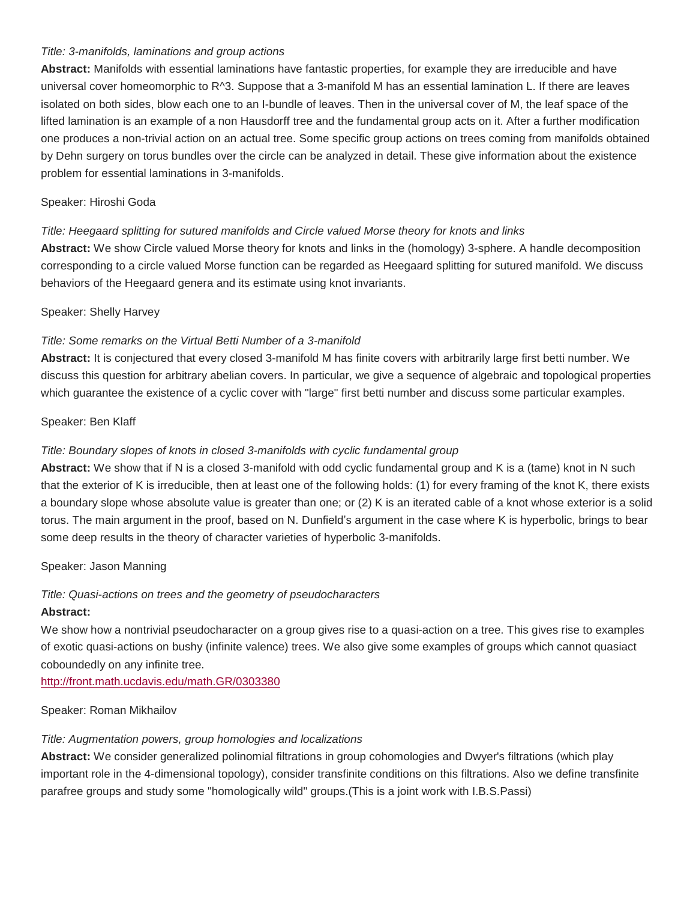*Title: 3-manifolds, laminations and group actions*

**Abstract:** Manifolds with essential laminations have fantastic properties, for example they are irreducible and have universal cover homeomorphic to $R^3$. Suppose that a 3-manifold M has an essential lamination L. If there are leaves isolated on both sides, blow each one to an I-bundle of leaves. Then in the universal cover of M, the leaf space of the lifted lamination is an example of a non Hausdorff tree and the fundamental group acts on it. After a further modification one produces a non-trivial action on an actual tree. Some specific group actions on trees coming from manifolds obtained by Dehn surgery on torus bundles over the circle can be analyzed in detail. These give information about the existence problem for essential laminations in 3-manifolds.

Speaker: Hiroshi Goda

*Title: Heegaard splitting for sutured manifolds and Circle valued Morse theory for knots and links*

**Abstract:** We show Circle valued Morse theory for knots and links in the (homology) 3-sphere. A handle decomposition corresponding to a circle valued Morse function can be regarded as Heegaard splitting for sutured manifold. We discuss behaviors of the Heegaard genera and its estimate using knot invariants.

Speaker: Shelly Harvey

*Title: Some remarks on the Virtual Betti Number of a 3-manifold*

**Abstract:** It is conjectured that every closed 3-manifold M has finite covers with arbitrarily large first betti number. We discuss this question for arbitrary abelian covers. In particular, we give a sequence of algebraic and topological properties which guarantee the existence of a cyclic cover with "large" first betti number and discuss some particular examples.

Speaker: Ben Klaff

*Title: Boundary slopes of knots in closed 3-manifolds with cyclic fundamental group*

**Abstract:** We show that if N is a closed 3-manifold with odd cyclic fundamental group and K is a (tame) knot in N such that the exterior of K is irreducible, then at least one of the following holds: (1) for every framing of the knot K, there exists a boundary slope whose absolute value is greater than one; or (2) K is an iterated cable of a knot whose exterior is a solid torus. The main argument in the proof, based on N. Dunfield's argument in the case where K is hyperbolic, brings to bear some deep results in the theory of character varieties of hyperbolic 3-manifolds.

Speaker: Jason Manning

*Title: Quasi-actions on trees and the geometry of pseudocharacters*

**Abstract:**

We show how a nontrivial pseudocharacter on a group gives rise to a quasi-action on a tree. This gives rise to examples of exotic quasi-actions on bushy (infinite valence) trees. We also give some examples of groups which cannot quasiact coboundedly on any infinite tree.

[http://front.math.ucdavis.edu/math.GR/0303380](http://front.math.ucdavis.edu/math.GR/0303380)

Speaker: Roman Mikhailov

*Title: Augmentation powers, group homologies and localizations*

**Abstract:** We consider generalized polinomial filtrations in group cohomologies and Dwyer's filtrations (which play important role in the 4-dimensional topology), consider transfinite conditions on this filtrations. Also we define transfinite parafree groups and study some "homologically wild" groups.(This is a joint work with I.B.S.Passi)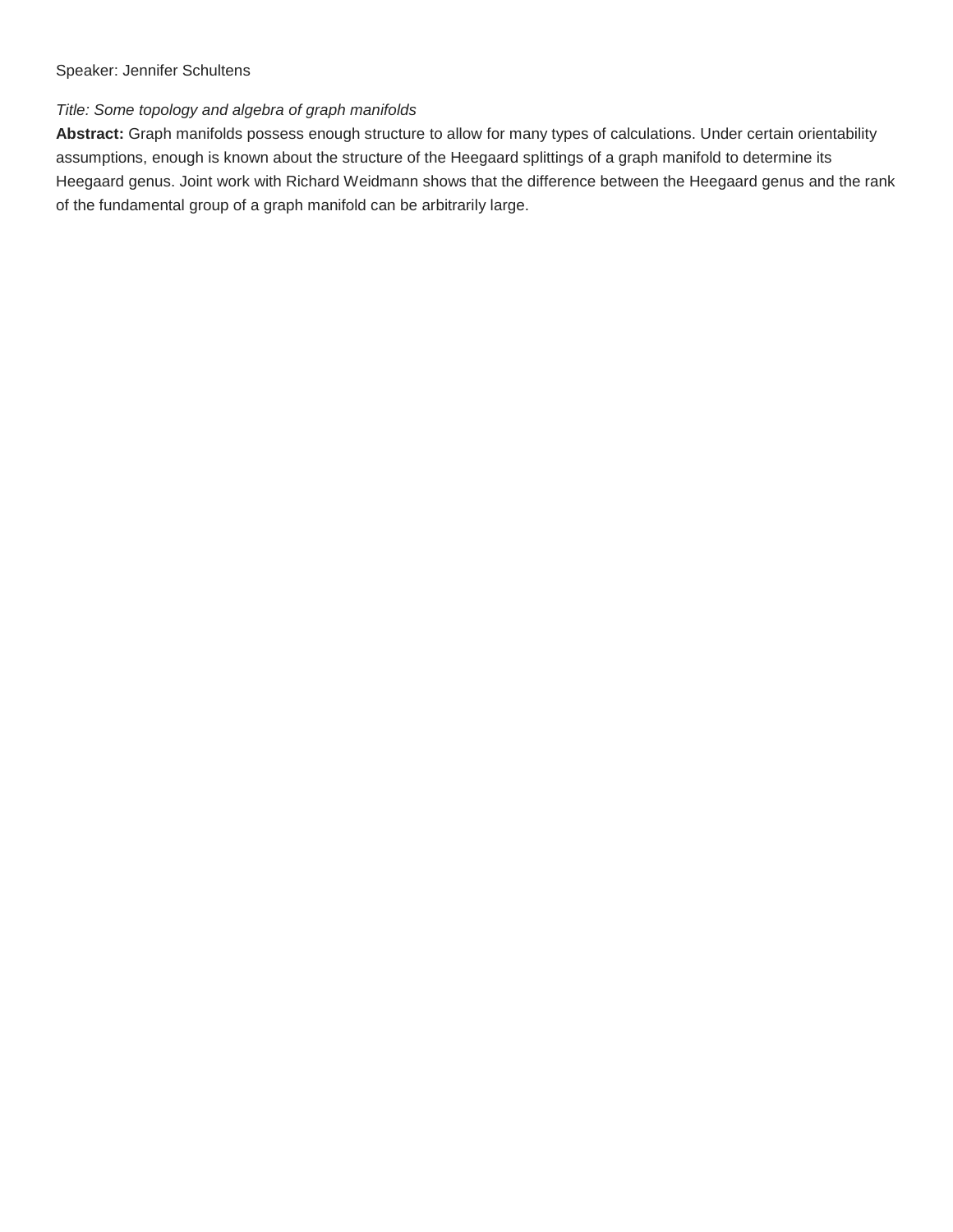Speaker: Jennifer Schultens

*Title: Some topology and algebra of graph manifolds*

**Abstract:** Graph manifolds possess enough structure to allow for many types of calculations. Under certain orientability assumptions, enough is known about the structure of the Heegaard splittings of a graph manifold to determine its Heegaard genus. Joint work with Richard Weidmann shows that the difference between the Heegaard genus and the rank of the fundamental group of a graph manifold can be arbitrarily large.